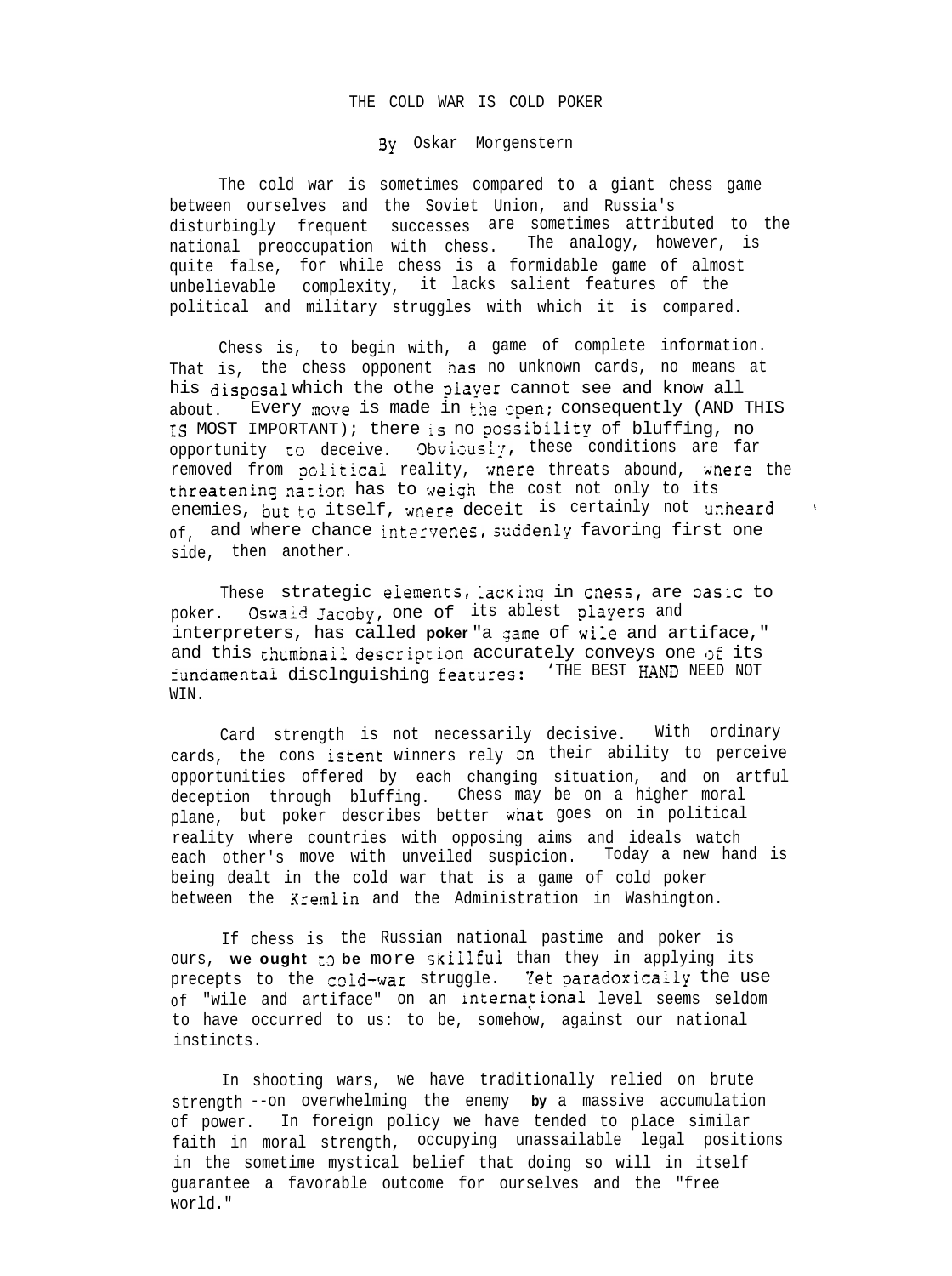# THE COLD WAR IS COLD POKER

By Oskar Morgenstern

The cold war is sometimes compared to a giant chess game between ourselves and the Soviet Union, and Russia's disturbingly frequent successes are sometimes attributed to the national preoccupation with chess. The analogy, however, is quite false, for while chess is a formidable game of almost unbelievable complexity, it lacks salient features of the political and military struggles with which it is compared.

Chess is, to begin with, a game of complete information. That is, the chess opponent has no unknown cards, no means at his disposal which the othe player cannot see and know all about. Every move is made in the open; consequently (AND THIS IS MOST IMPORTANT); there is no possibility of bluffing, no opportunity to deceive. Obviously, these conditions are far removed from political reality, where threats abound, where the threatening nation has to weigh the cost not only to its enemies, but to itself, where deceit is certainly not unheard of, and where chance intervenes, suddenly favoring first one side, then another.

These strategic elements, lacking in chess, are basic to poker. Oswald Jacoby, one of its ablest players and interpreters, has called **poker** "a game of wile and artiface," and this thumbnail description accurately conveys one of its fundamental disclnguishing features: 'THE BEST HAND NEED NOT WIN.

Card strength is not necessarily decisive. With ordinary cards, the cons istent winners rely on their ability to perceive opportunities offered by each changing situation, and on artful deception through bluffing. Chess may be on a higher moral plane, but poker describes better what goes on in political reality where countries with opposing aims and ideals watch each other's move with unveiled suspicion. Today a new hand is being dealt in the cold war that is a game of cold poker between the Kremlin and the Administration in Washington.

If chess is the Russian national pastime and poker is ours, **we ought to be** more skillful than they in applying its precepts to the cold-war struggle. Yet paradoxically the use of "wile and artiface" on an international level seems seldom to have occurred to us: to be, somehow, against our national instincts.

In shooting wars, we have traditionally relied on brute strength --on overwhelming the enemy **by** a massive accumulation of power. In foreign policy we have tended to place similar faith in moral strength, occupying unassailable legal positions in the sometime mystical belief that doing so will in itself guarantee a favorable outcome for ourselves and the "free world."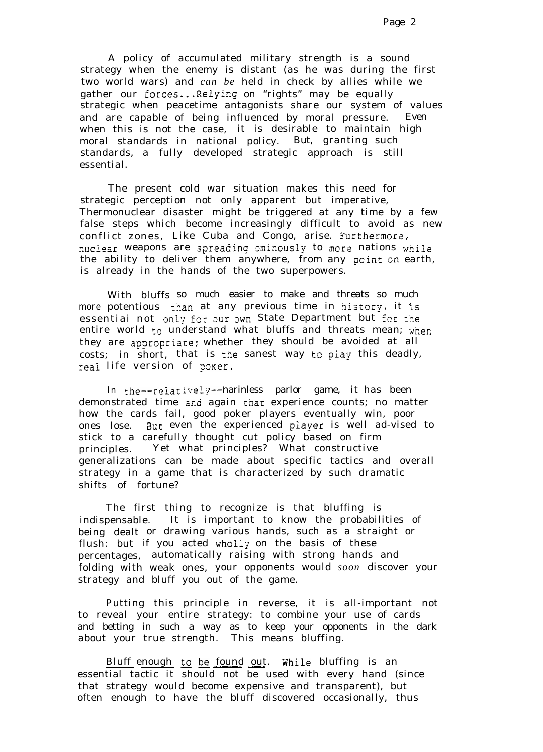A policy of accumulated military strength is a sound strategy when the enemy is distant (as he was during the first two world wars) and *can be* held in check by allies while we gather our forces...Relying on "rights" may be equally strategic when peacetime antagonists share our system of values and are capable of being influenced by moral pressure. Even when this is not the case, it is desirable to maintain high moral standards in national policy. But, granting such standards, a fully developed strategic approach is still essential.

The present cold war situation makes this need for strategic perception not only apparent but imperative, Thermonuclear disaster might be triggered at any time by a few false steps which become increasingly difficult to avoid as new conflict zones, Like Cuba and Congo, arise. Furthermore, nuclear weapons are spreading ominously to more nations while the ability to deliver them anywhere, from any point on earth, is already in the hands of the two superpowers.

With bluffs so much easier to make and threats so much more potentious than at any previous time in history, it is essential not only for our own State Department but for the entire world to understand what bluffs and threats mean; when they are appropriate; whether they should be avoided at all costs; in short, that is the sanest way to play this deadly, real life version of poker.

In the--relatively--harinless parlor game, it has been demonstrated time and again that experience counts; no matter how the cards fail, good poker players eventually win, poor ones lose. But even the experienced player is well ad-vised to stick to a carefully thought cut policy based on firm principles. Yet what principles? What constructive generalizations can be made about specific tactics and overall strategy in a game that is characterized by such dramatic shifts of fortune?

The first thing to recognize is that bluffing is indispensable. It is important to know the probabilities of being dealt or drawing various hands, such as a straight or flush: but if you acted wholly on the basis of these percentages, automatically raising with strong hands and folding with weak ones, your opponents would *soon* discover your strategy and bluff you out of the game.

Putting this principle in reverse, it is all-important not to reveal your entire strategy: to combine your use of cards and betting in such a way as to keep your opponents in the dark about your true strength. This means bluffing.

<u>Bluff enough to be found out</u>. While bluffing is an essential tactic it should not be used with every hand (since that strategy would become expensive and transparent), but often enough to have the bluff discovered occasionally, thus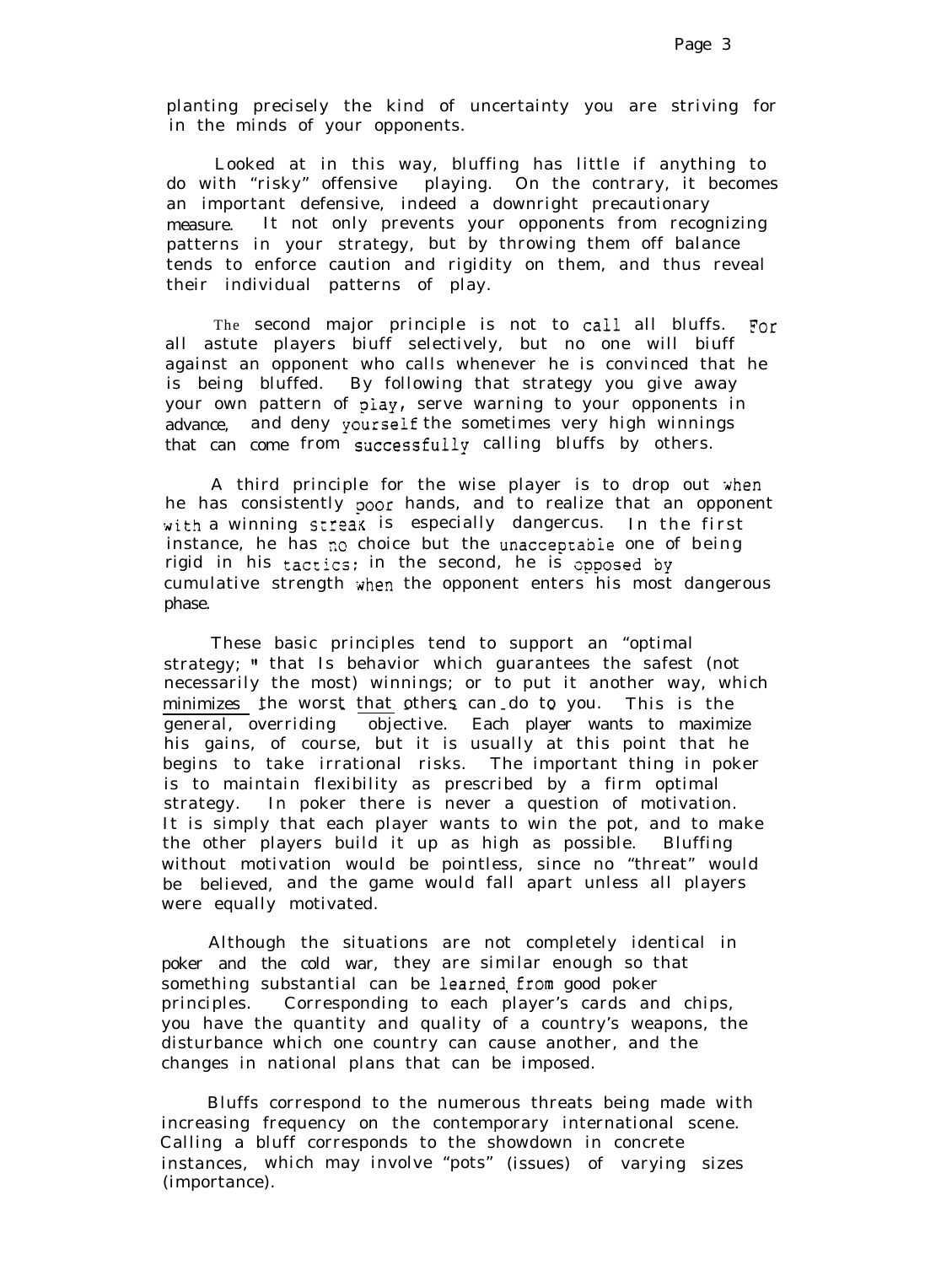planting precisely the kind of uncertainty you are striving for in the minds of your opponents.

Looked at in this way, bluffing has little if anything to do with "risky" offensive playing. On the contrary, it becomes an important defensive, indeed a downright precautionary measure. It not only prevents your opponents from recognizing patterns in your strategy, but by throwing them off balance tends to enforce caution and rigidity on them, and thus reveal their individual patterns of play.

The second major principle is not to call all bluffs. For all astute players bluff selectively, but no one will bluff against an opponent who calls whenever he is convinced that he is being bluffed. By following that strategy you give away your own pattern of play, serve warning to your opponents in advance, and deny yourself the sometimes very high winnings that can come from successfully calling bluffs by others.

A third principle for the wise player is to drop out when he has consistently poor hands, and to realize that an opponent with a winning streak is especially dangerous. In the first instance, he has no choice but the unacceptable one of being rigid in his tactics; in the second, he is opposed by cumulative strength when the opponent enters his most dangerous phase.

These basic principles tend to support an "optimal strategy;" that Is behavior which guarantees the safest (not necessarily the most) winnings; or to put it another way, which minimizes the worst that others can do to you. This is the general, overriding objective. Each player wants to maximize his gains, of course, but it is usually at this point that he begins to take irrational risks. The important thing in poker is to maintain flexibility as prescribed by a firm optimal strategy. In poker there is never a question of motivation. It is simply that each player wants to win the pot, and to make the other players build it up as high as possible. Bluffing without motivation would be pointless, since no "threat" would be believed, and the game would fall apart unless all players were equally motivated.

Although the situations are not completely identical in poker and the cold war, they are similar enough so that something substantial can be learned from good poker principles. Corresponding to each player's cards and chips, you have the quantity and quality of a country's weapons, the disturbance which one country can cause another, and the changes in national plans that can be imposed.

Bluffs correspond to the numerous threats being made with increasing frequency on the contemporary international scene. Calling a bluff corresponds to the showdown in concrete instances, which may involve "pots" (issues) of varying sizes (importance).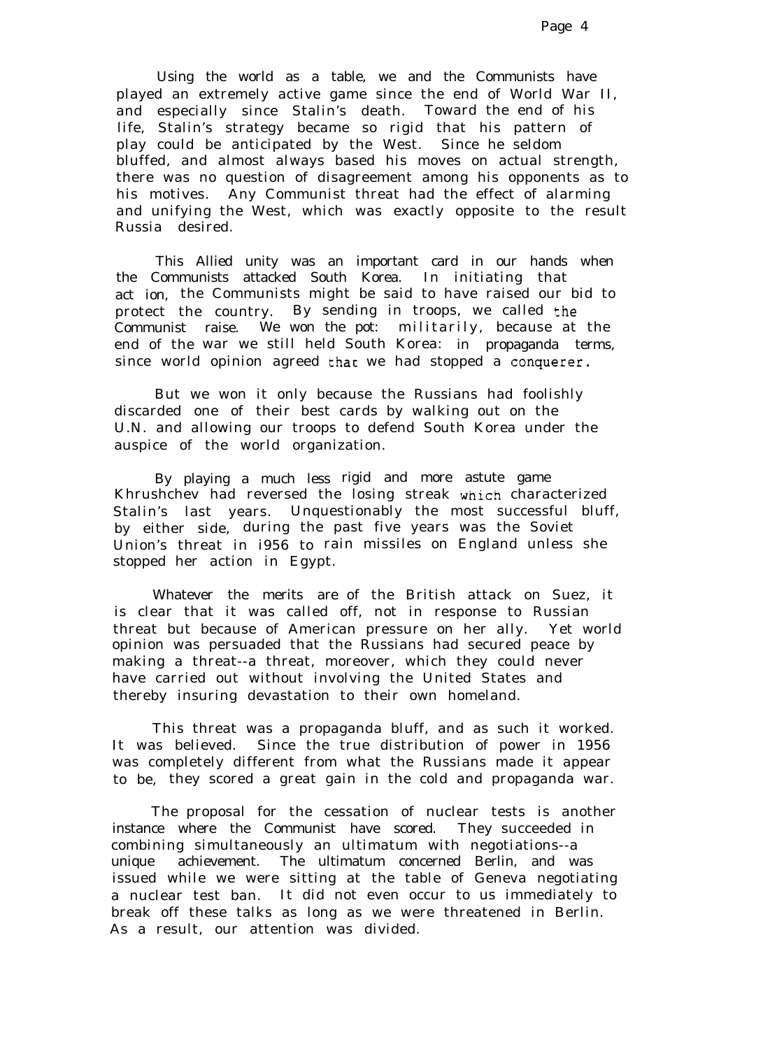Using the world as a table, we and the Communists have played an extremely active game since the end of World War II, and especially since Stalin's death. Toward the end of his life, Stalin's strategy became so rigid that his pattern of play could be anticipated by the West. Since he seldom bluffed, and almost always based his moves on actual strength, there was no question of disagreement among his opponents as to his motives. Any Communist threat had the effect of alarming and unifying the West, which was exactly opposite to the result Russia desired.

This Allied unity was an important card in our hands when the Communists attacked South Korea. In initiating that act ion, the Communists might be said to have raised our bid to protect the country. By sending in troops, we called the Communist raise. We won the pot: militarily, because at the end of the war we still held South Korea: in propaganda terms, since world opinion agreed that we had stopped a conquerer.

But we won it only because the Russians had foolishly discarded one of their best cards by walking out on the U.N. and allowing our troops to defend South Korea under the auspice of the world organization.

By playing a much less rigid and more astute game Khrushchev had reversed the losing streak which characterized Stalin's last years. Unquestionably the most successful bluff, by either side, during the past five years was the Soviet Union's threat in i956 to rain missiles on England unless she stopped her action in Egypt.

Whatever the merits are of the British attack on Suez, it is clear that it was called off, not in response to Russian threat but because of American pressure on her ally. Yet world opinion was persuaded that the Russians had secured peace by making a threat--a threat, moreover, which they could never have carried out without involving the United States and thereby insuring devastation to their own homeland.

This threat was a propaganda bluff, and as such it worked. It was believed. Since the true distribution of power in 1956 was completely different from what the Russians made it appear to be, they scored a great gain in the cold and propaganda war.

The proposal for the cessation of nuclear tests is another instance where the Communist have scored. They succeeded in combining simultaneously an ultimatum with negotiations--a unique achievement. The ultimatum concerned Berlin, and was issued while we were sitting at the table of Geneva negotiating a nuclear test ban. It did not even occur to us immediately to break off these talks as long as we were threatened in Berlin. As a result, our attention was divided.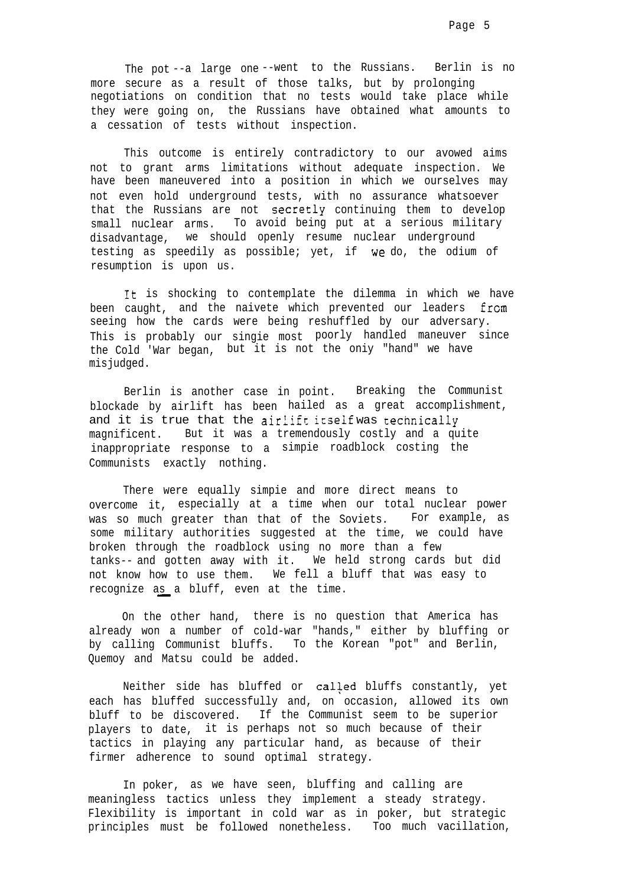The pot--a large one--went to the Russians. Berlin is no more secure as a result of those talks, but by prolonging negotiations on condition that no tests would take place while they were going on, the Russians have obtained what amounts to a cessation of tests without inspection.

This outcome is entirely contradictory to our avowed aims not to grant arms limitations without adequate inspection. We have been maneuvered into a position in which we ourselves may not even hold underground tests, with no assurance whatsoever that the Russians are not secretly continuing them to develop small nuclear arms. To avoid being put at a serious military disadvantage, we should openly resume nuclear underground testing as speedily as possible; yet, if we do, the odium of resumption is upon us.

It is shocking to contemplate the dilemma in which we have been caught, and the naivete which prevented our leaders from seeing how the cards were being reshuffled by our adversary. This is probably our single most poorly handled maneuver since the Cold War began, but it is not the only "hand" we have misjudged.

Berlin is another case in point. Breaking the Communist blockade by airlift has been hailed as a great accomplishment, and it is true that the airlift itself was technically magnificent. But it was a tremendously costly and a quite inappropriate response to a simple roadblock costing the Communists exactly nothing.

There were equally simple and more direct means to overcome it, especially at a time when our total nuclear power was so much greater than that of the Soviets. For example, as some military authorities suggested at the time, we could have broken through the roadblock using no more than a few tanks--and gotten away with it. We held strong cards but did not know how to use them. We fell a bluff that was easy to recognize <u>as</u> a bluff, even at the time.

On the other hand, there is no question that America has already won a number of cold-war "hands," either by bluffing or by calling Communist bluffs. To the Korean "pot" and Berlin, Quemoy and Matsu could be added.

Neither side has bluffed or called bluffs constantly, yet each has bluffed successfully and, on occasion, allowed its own bluff to be discovered. If the Communist seem to be superior players to date, it is perhaps not so much because of their tactics in playing any particular hand, as because of their firmer adherence to sound optimal strategy.

In poker, as we have seen, bluffing and calling are meaningless tactics unless they implement a steady strategy. Flexibility is important in cold war as in poker, but strategic principles must be followed nonetheless. Too much vacillation,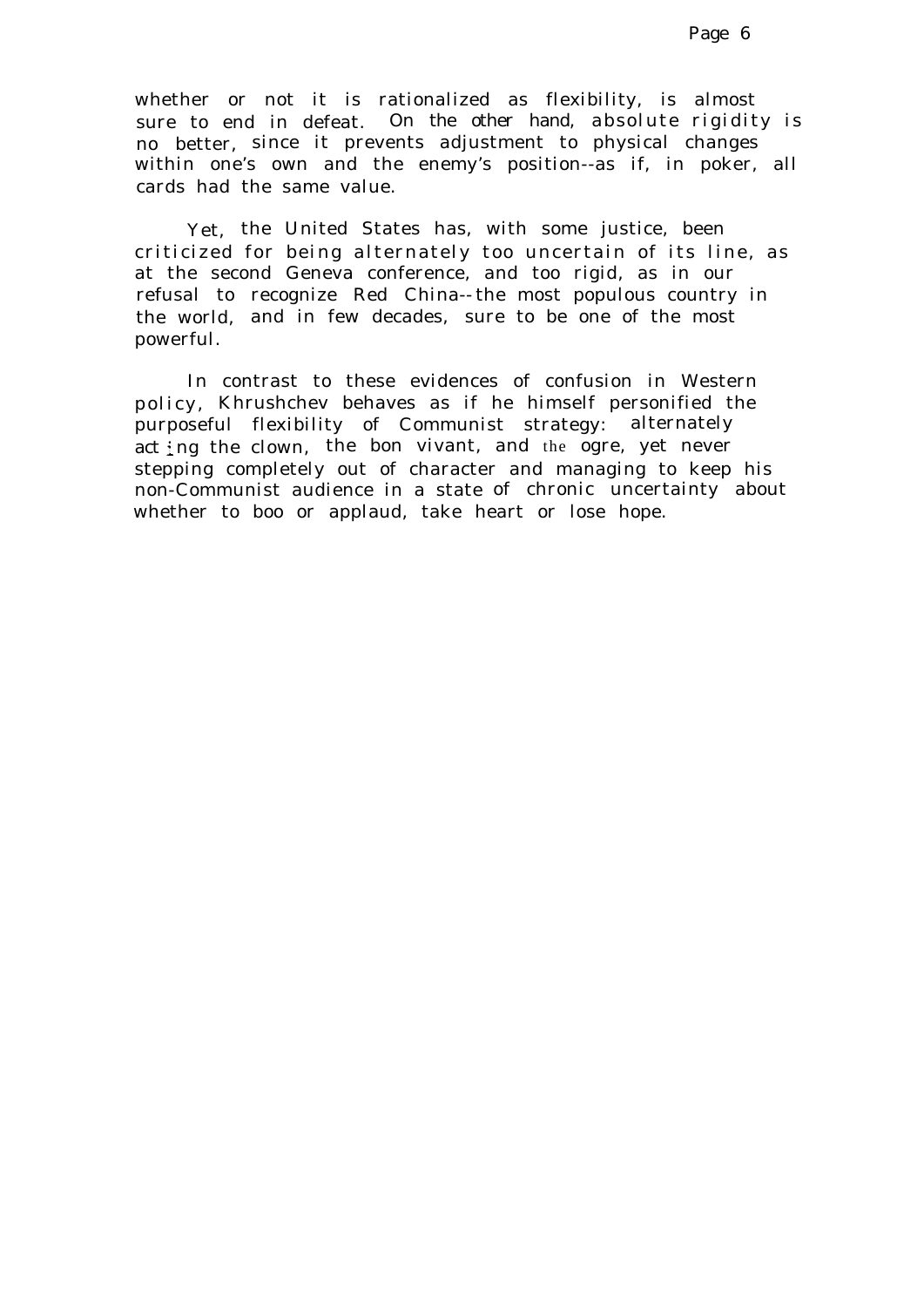whether or not it is rationalized as flexibility, is almost sure to end in defeat. On the other hand, absolute rigidity is no better, since it prevents adjustment to physical changes within one's own and the enemy's position--as if, in poker, all cards had the same value.

Yet, the United States has, with some justice, been criticized for being alternately too uncertain of its line, as at the second Geneva conference, and too rigid, as in our refusal to recognize Red China--the most populous country in the world, and in few decades, sure to be one of the most powerful.

In contrast to these evidences of confusion in Western policy, Khrushchev behaves as if he himself personified the purposeful flexibility of Communist strategy: alternately acting the clown, the bon vivant, and the ogre, yet never stepping completely out of character and managing to keep his non-Communist audience in a state of chronic uncertainty about whether to boo or applaud, take heart or lose hope.